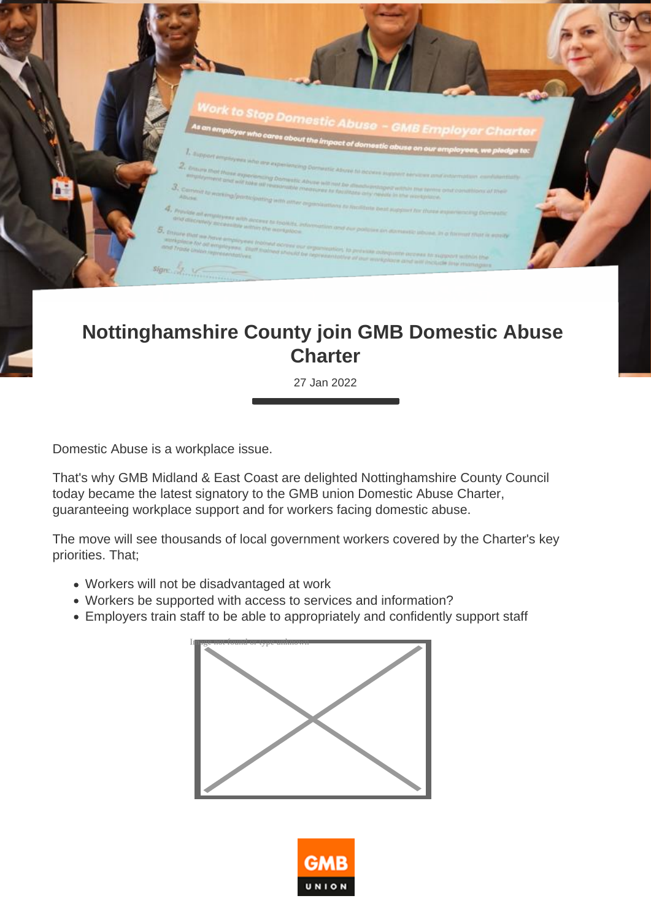# Nottinghamshire County join GMB Domestic Abuse Charter

27 Jan 2022

Domestic Abuse is a workplace issue.

That's why GMB Midland & East Coast are delighted Nottinghamshire County Council today became the latest signatory to the GMB union Domestic Abuse Charter, guaranteeing workplace support and for workers facing domestic abuse.

The move will see thousands of local government workers covered by the Charter's key priorities. That;

- Workers will not be disadvantaged at work
- Workers be supported with access to services and information?
- Employers train staff to be able to appropriately and confidently support staff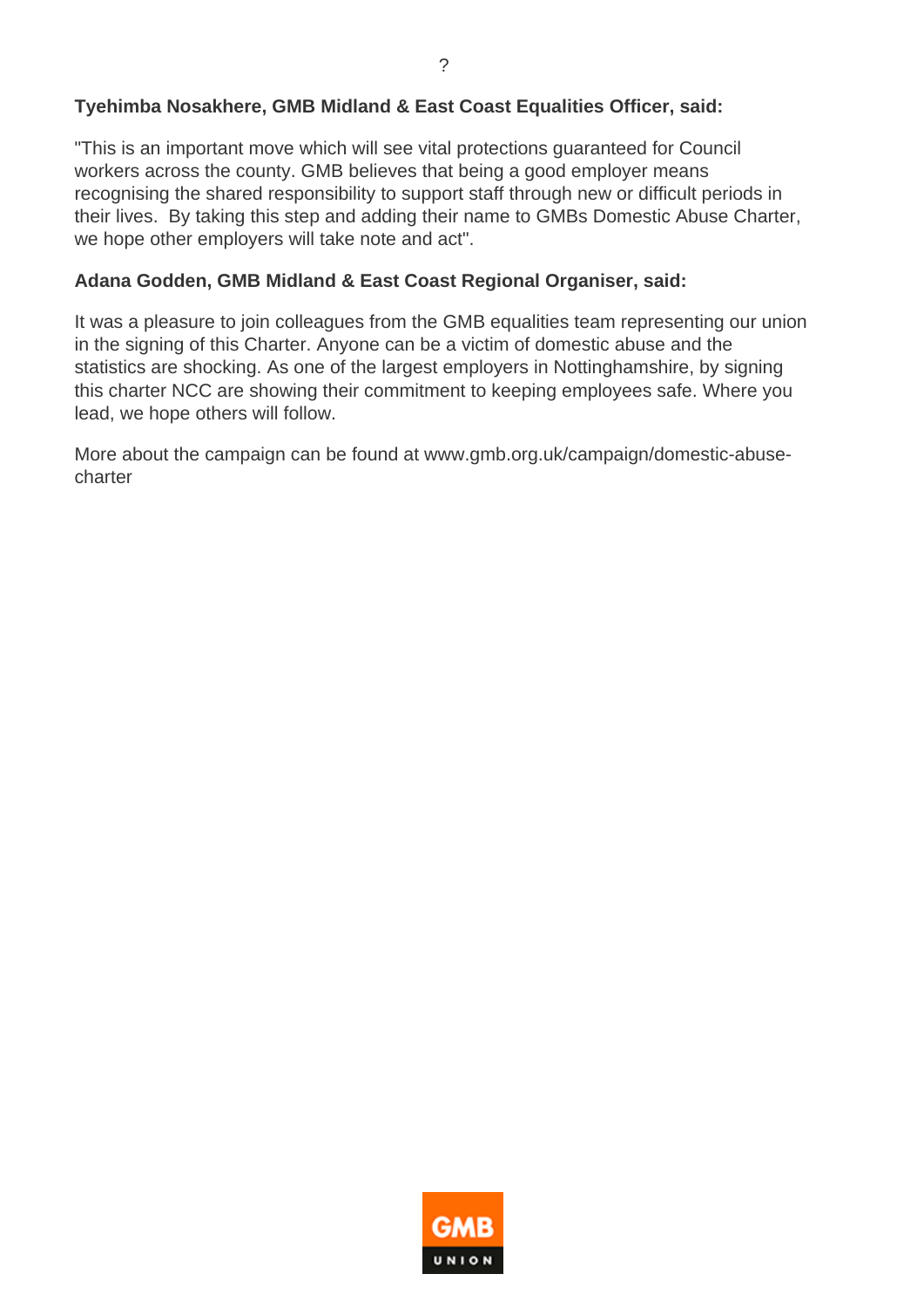**Tyehimba Nosakhere, GMB Midland & East Coast Equalities Officer, said:**

"This is an important move which will see vital protections guaranteed for Council workers across the county. GMB believes that being a good employer means recognising the shared responsibility to support staff through new or difficult periods in their lives. By taking this step and adding their name to GMBs Domestic Abuse Charter, we hope other employers will take note and act".

**Adana Godden, GMB Midland & East Coast Regional Organiser, said:**

It was a pleasure to join colleagues from the GMB equalities team representing our union in the signing of this Charter. Anyone can be a victim of domestic abuse and the statistics are shocking. As one of the largest employers in Nottinghamshire, by signing this charter NCC are showing their commitment to keeping employees safe. Where you lead, we hope others will follow.

More about the campaign can be found at www.gmb.org.uk/campaign/domestic-abuse-charter